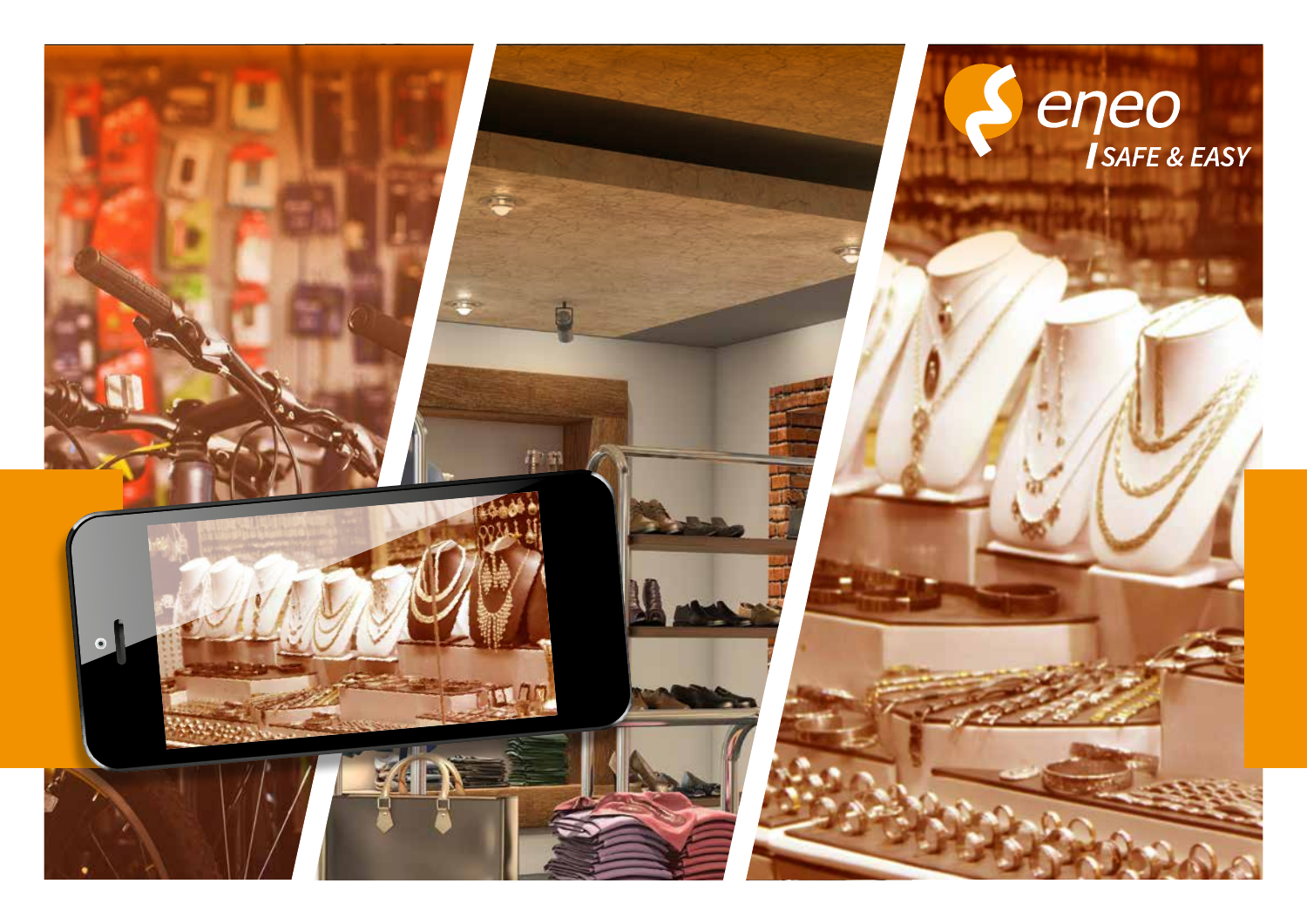eneo

SAFE & EASY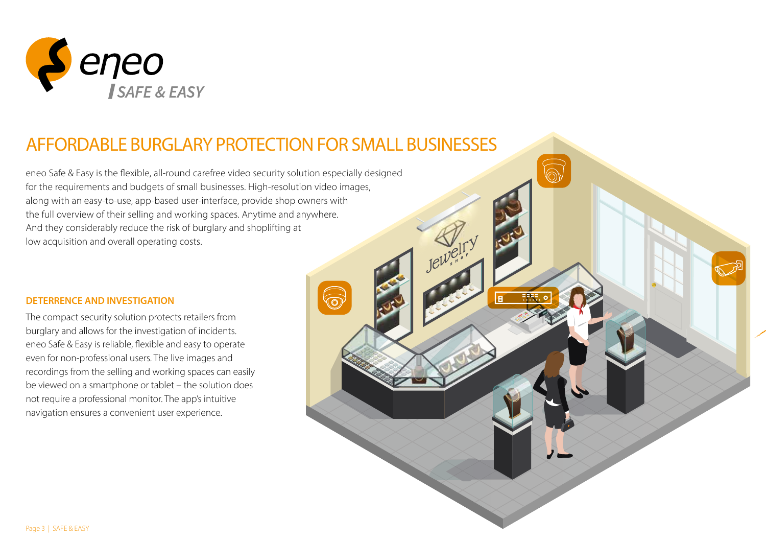# AFFORDABLE BURGLARY PROTECTION FOR SMALL BUSINESSES

eneo Safe & Easy is the flexible, all-round carefree video security solution especially designed for the requirements and budgets of small businesses. High-resolution video images, along with an easy-to-use, app-based user-interface, provide shop owners with the full overview of their selling and working spaces. Anytime and anywhere. And they considerably reduce the risk of burglary and shoplifting at low acquisition and overall operating costs.

## DETERRENCE AND INVESTIGATION

The compact security solution protects retailers from burglary and allows for the investigation of incidents. eneo Safe & Easy is reliable, flexible and easy to operate even for non-professional users. The live images and recordings from the selling and working spaces can easily be viewed on a smartphone or tablet – the solution does not require a professional monitor. The app's intuitive navigation ensures a convenient user experience.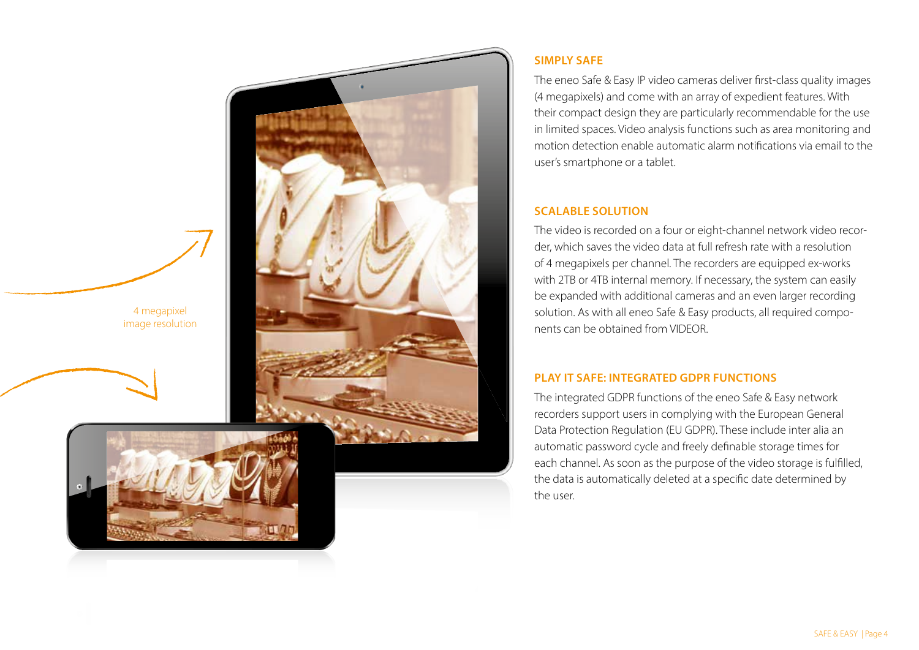4 megapixel image resolution

## SIMPLY SAFE

The eneo Safe & Easy IP video cameras deliver first-class quality images (4 megapixels) and come with an array of expedient features. With their compact design they are particularly recommendable for the use in limited spaces. Video analysis functions such as area monitoring and motion detection enable automatic alarm notifications via email to the user's smartphone or a tablet.

## SCALABLE SOLUTION

The video is recorded on a four or eight-channel network video recorder, which saves the video data at full refresh rate with a resolution of 4 megapixels per channel. The recorders are equipped ex-works with 2TB or 4TB internal memory. If necessary, the system can easily be expanded with additional cameras and an even larger recording solution. As with all eneo Safe & Easy products, all required components can be obtained from VIDEOR.

## PLAY IT SAFE: INTEGRATED GDPR FUNCTIONS

The integrated GDPR functions of the eneo Safe & Easy network recorders support users in complying with the European General Data Protection Regulation (EU GDPR). These include inter alia an automatic password cycle and freely definable storage times for each channel. As soon as the purpose of the video storage is fulfilled, the data is automatically deleted at a specific date determined by the user.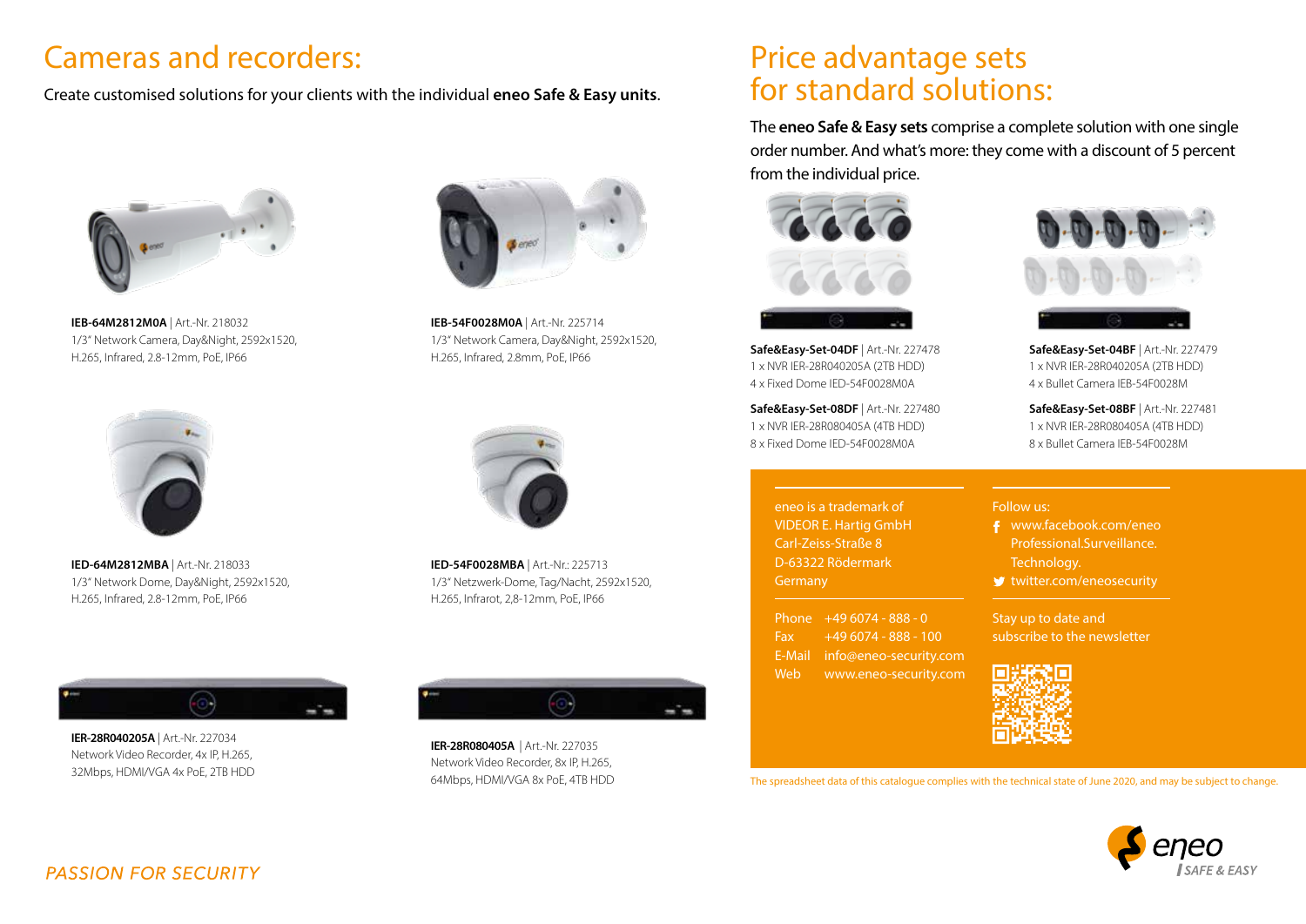# Cameras and recorders:

Create customised solutions for your clients with the individual **eneo Safe & Easy units**.

**IEB-64M2812M0A** | Art.-Nr. 218032
1/3" Network Camera, Day&Night, 2592x1520, H.265, Infrared, 2.8-12mm, PoE, IP66

**IEB-54F0028M0A** | Art.-Nr. 225714
1/3" Network Camera, Day&Night, 2592x1520, H.265, Infrared, 2.8mm, PoE, IP66

**IED-64M2812MBA** | Art.-Nr. 218033
1/3" Network Dome, Day&Night, 2592x1520, H.265, Infrared, 2.8-12mm, PoE, IP66

**IED-54F0028MBA** | Art.-Nr.: 225713
1/3" Netzwerk-Dome, Tag/Nacht, 2592x1520, H.265, Infrarot, 2,8-12mm, PoE, IP66

**IER-28R040205A** | Art.-Nr. 227034
Network Video Recorder, 4x IP, H.265, 32Mbps, HDMI/VGA 4x PoE, 2TB HDD

**IER-28R080405A** | Art.-Nr. 227035
Network Video Recorder, 8x IP, H.265, 64Mbps, HDMI/VGA 8x PoE, 4TB HDD

# Price advantage sets for standard solutions:

The **eneo Safe & Easy sets** comprise a complete solution with one single order number. And what's more: they come with a discount of 5 percent from the individual price.

**Safe&Easy-Set-04DF** | Art.-Nr. 227478
1 x NVR IER-28R040205A (2TB HDD)
4 x Fixed Dome IED-54F0028M0A

**Safe&Easy-Set-08DF** | Art.-Nr. 227480
1 x NVR IER-28R080405A (4TB HDD)
8 x Fixed Dome IED-54F0028M0A

**Safe&Easy-Set-04BF** | Art.-Nr. 227479
1 x NVR IER-28R040205A (2TB HDD)
4 x Bullet Camera IEB-54F0028M

**Safe&Easy-Set-08BF** | Art.-Nr. 227481
1 x NVR IER-28R080405A (4TB HDD)
8 x Bullet Camera IEB-54F0028M

eneo is a trademark of
VIDEOR E. Hartig GmbH
Carl-Zeiss-Straße 8
D-63322 Rödermark
Germany

Phone +49 6074 - 888 - 0
Fax +49 6074 - 888 - 100
E-Mail info@eneo-security.com
Web www.eneo-security.com

Follow us:
www.facebook.com/eneo Professional.Surveillance. Technology.
twitter.com/eneosecurity

Stay up to date and subscribe to the newsletter

The spreadsheet data of this catalogue complies with the technical state of June 2020, and may be subject to change.

*PASSION FOR SECURITY*

eneo
SAFE & EASY